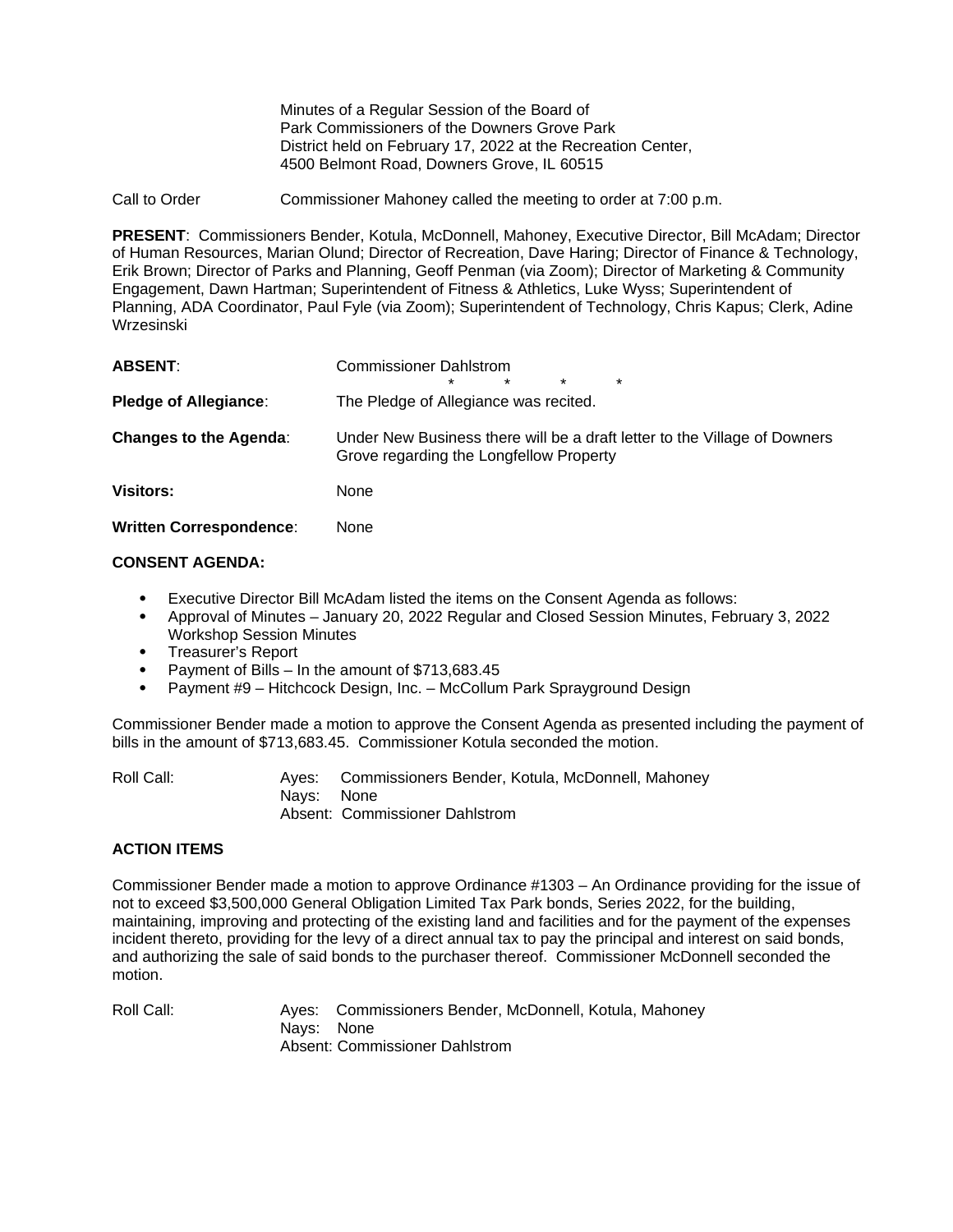Minutes of a Regular Session of the Board of
Park Commissioners of the Downers Grove Park
District held on February 17, 2022 at the Recreation Center,
4500 Belmont Road, Downers Grove, IL 60515

Call to Order Commissioner Mahoney called the meeting to order at 7:00 p.m.

**PRESENT**: Commissioners Bender, Kotula, McDonnell, Mahoney, Executive Director, Bill McAdam; Director of Human Resources, Marian Olund; Director of Recreation, Dave Haring; Director of Finance & Technology, Erik Brown; Director of Parks and Planning, Geoff Penman (via Zoom); Director of Marketing & Community Engagement, Dawn Hartman; Superintendent of Fitness & Athletics, Luke Wyss; Superintendent of Planning, ADA Coordinator, Paul Fyle (via Zoom); Superintendent of Technology, Chris Kapus; Clerk, Adine Wrzesinski

**ABSENT**: Commissioner Dahlstrom

\* \* \* \*

**Pledge of Allegiance**: The Pledge of Allegiance was recited.

**Changes to the Agenda**: Under New Business there will be a draft letter to the Village of Downers Grove regarding the Longfellow Property

**Visitors:** None

**Written Correspondence**: None

**CONSENT AGENDA:**

- Executive Director Bill McAdam listed the items on the Consent Agenda as follows:
- Approval of Minutes – January 20, 2022 Regular and Closed Session Minutes, February 3, 2022 Workshop Session Minutes
- Treasurer's Report
- Payment of Bills – In the amount of $713,683.45
- Payment #9 – Hitchcock Design, Inc. – McCollum Park Sprayground Design

Commissioner Bender made a motion to approve the Consent Agenda as presented including the payment of bills in the amount of $713,683.45. Commissioner Kotula seconded the motion.

Roll Call:
Ayes: Commissioners Bender, Kotula, McDonnell, Mahoney
Nays: None
Absent: Commissioner Dahlstrom

**ACTION ITEMS**

Commissioner Bender made a motion to approve Ordinance #1303 – An Ordinance providing for the issue of not to exceed $3,500,000 General Obligation Limited Tax Park bonds, Series 2022, for the building, maintaining, improving and protecting of the existing land and facilities and for the payment of the expenses incident thereto, providing for the levy of a direct annual tax to pay the principal and interest on said bonds, and authorizing the sale of said bonds to the purchaser thereof. Commissioner McDonnell seconded the motion.

Roll Call:
Ayes: Commissioners Bender, McDonnell, Kotula, Mahoney
Nays: None
Absent: Commissioner Dahlstrom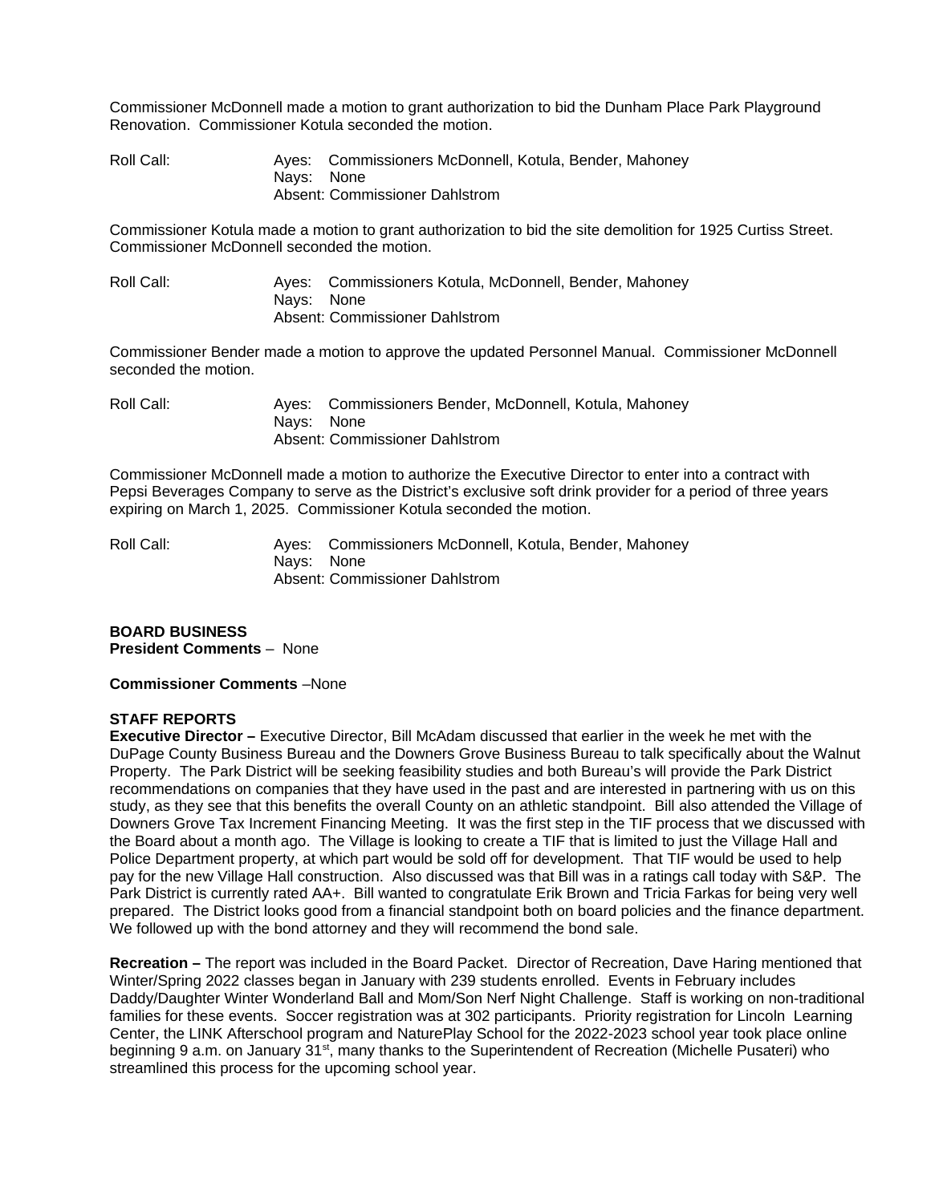Commissioner McDonnell made a motion to grant authorization to bid the Dunham Place Park Playground Renovation. Commissioner Kotula seconded the motion.

Roll Call: Ayes: Commissioners McDonnell, Kotula, Bender, Mahoney
Nays: None
Absent: Commissioner Dahlstrom

Commissioner Kotula made a motion to grant authorization to bid the site demolition for 1925 Curtiss Street. Commissioner McDonnell seconded the motion.

Roll Call: Ayes: Commissioners Kotula, McDonnell, Bender, Mahoney
Nays: None
Absent: Commissioner Dahlstrom

Commissioner Bender made a motion to approve the updated Personnel Manual. Commissioner McDonnell seconded the motion.

Roll Call: Ayes: Commissioners Bender, McDonnell, Kotula, Mahoney
Nays: None
Absent: Commissioner Dahlstrom

Commissioner McDonnell made a motion to authorize the Executive Director to enter into a contract with Pepsi Beverages Company to serve as the District's exclusive soft drink provider for a period of three years expiring on March 1, 2025. Commissioner Kotula seconded the motion.

Roll Call: Ayes: Commissioners McDonnell, Kotula, Bender, Mahoney
Nays: None
Absent: Commissioner Dahlstrom

**BOARD BUSINESS**
**President Comments** – None

**Commissioner Comments** –None

**STAFF REPORTS**
**Executive Director –** Executive Director, Bill McAdam discussed that earlier in the week he met with the DuPage County Business Bureau and the Downers Grove Business Bureau to talk specifically about the Walnut Property. The Park District will be seeking feasibility studies and both Bureau's will provide the Park District recommendations on companies that they have used in the past and are interested in partnering with us on this study, as they see that this benefits the overall County on an athletic standpoint. Bill also attended the Village of Downers Grove Tax Increment Financing Meeting. It was the first step in the TIF process that we discussed with the Board about a month ago. The Village is looking to create a TIF that is limited to just the Village Hall and Police Department property, at which part would be sold off for development. That TIF would be used to help pay for the new Village Hall construction. Also discussed was that Bill was in a ratings call today with S&P. The Park District is currently rated AA+. Bill wanted to congratulate Erik Brown and Tricia Farkas for being very well prepared. The District looks good from a financial standpoint both on board policies and the finance department. We followed up with the bond attorney and they will recommend the bond sale.

**Recreation –** The report was included in the Board Packet. Director of Recreation, Dave Haring mentioned that Winter/Spring 2022 classes began in January with 239 students enrolled. Events in February includes Daddy/Daughter Winter Wonderland Ball and Mom/Son Nerf Night Challenge. Staff is working on non-traditional families for these events. Soccer registration was at 302 participants. Priority registration for Lincoln Learning Center, the LINK Afterschool program and NaturePlay School for the 2022-2023 school year took place online beginning 9 a.m. on January 31st, many thanks to the Superintendent of Recreation (Michelle Pusateri) who streamlined this process for the upcoming school year.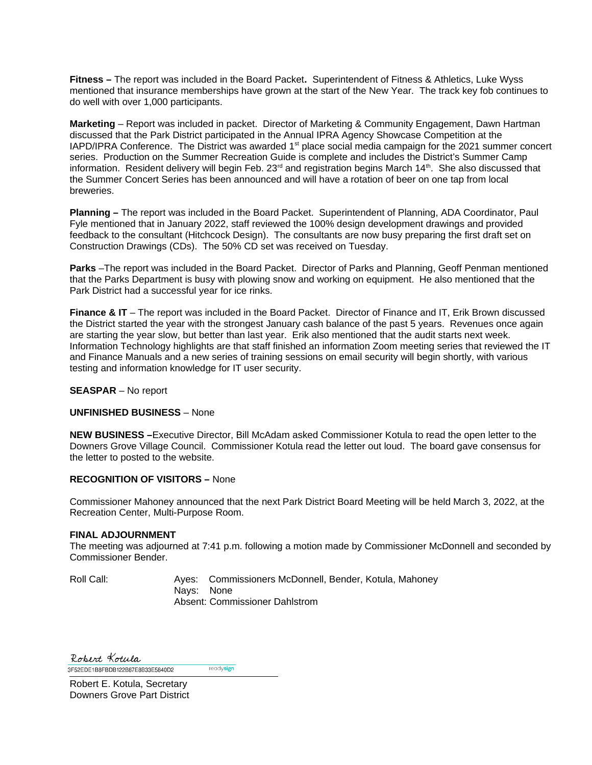**Fitness –** The report was included in the Board Packet**.** Superintendent of Fitness & Athletics, Luke Wyss mentioned that insurance memberships have grown at the start of the New Year. The track key fob continues to do well with over 1,000 participants.

**Marketing** – Report was included in packet. Director of Marketing & Community Engagement, Dawn Hartman discussed that the Park District participated in the Annual IPRA Agency Showcase Competition at the IAPD/IPRA Conference. The District was awarded 1st place social media campaign for the 2021 summer concert series. Production on the Summer Recreation Guide is complete and includes the District's Summer Camp information. Resident delivery will begin Feb. 23rd and registration begins March 14th. She also discussed that the Summer Concert Series has been announced and will have a rotation of beer on one tap from local breweries.

**Planning –** The report was included in the Board Packet. Superintendent of Planning, ADA Coordinator, Paul Fyle mentioned that in January 2022, staff reviewed the 100% design development drawings and provided feedback to the consultant (Hitchcock Design). The consultants are now busy preparing the first draft set on Construction Drawings (CDs). The 50% CD set was received on Tuesday.

**Parks** –The report was included in the Board Packet. Director of Parks and Planning, Geoff Penman mentioned that the Parks Department is busy with plowing snow and working on equipment. He also mentioned that the Park District had a successful year for ice rinks.

**Finance & IT** – The report was included in the Board Packet. Director of Finance and IT, Erik Brown discussed the District started the year with the strongest January cash balance of the past 5 years. Revenues once again are starting the year slow, but better than last year. Erik also mentioned that the audit starts next week. Information Technology highlights are that staff finished an information Zoom meeting series that reviewed the IT and Finance Manuals and a new series of training sessions on email security will begin shortly, with various testing and information knowledge for IT user security.

**SEASPAR** – No report

**UNFINISHED BUSINESS** – None

**NEW BUSINESS –**Executive Director, Bill McAdam asked Commissioner Kotula to read the open letter to the Downers Grove Village Council. Commissioner Kotula read the letter out loud. The board gave consensus for the letter to posted to the website.

**RECOGNITION OF VISITORS –** None

Commissioner Mahoney announced that the next Park District Board Meeting will be held March 3, 2022, at the Recreation Center, Multi-Purpose Room.

**FINAL ADJOURNMENT**

The meeting was adjourned at 7:41 p.m. following a motion made by Commissioner McDonnell and seconded by Commissioner Bender.

Roll Call: Ayes: Commissioners McDonnell, Bender, Kotula, Mahoney
Nays: None
Absent: Commissioner Dahlstrom

Robert Kotula
3F52EDE1B8FBDB122B87E8B33E5840D2 readysign

Robert E. Kotula, Secretary
Downers Grove Part District